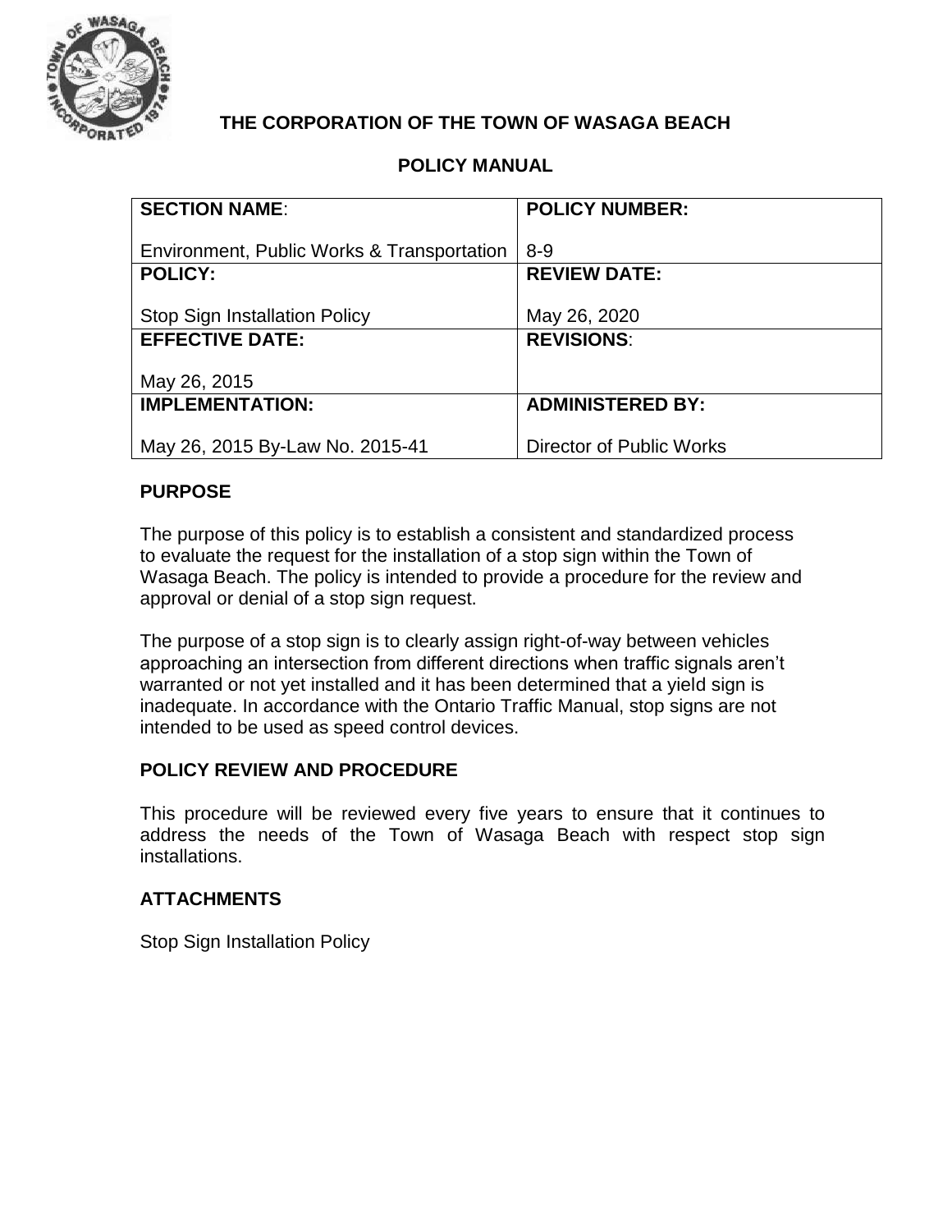**THE CORPORATION OF THE TOWN OF WASAGA BEACH**

**POLICY MANUAL**

| **SECTION NAME**: Environment, Public Works & Transportation | **POLICY NUMBER:** 8-9 |
| --- | --- |
| **POLICY:** Stop Sign Installation Policy | **REVIEW DATE:** May 26, 2020 |
| **EFFECTIVE DATE:** May 26, 2015 | **REVISIONS**: |
| **IMPLEMENTATION:** May 26, 2015 By-Law No. 2015-41 | **ADMINISTERED BY:** Director of Public Works |

## PURPOSE

The purpose of this policy is to establish a consistent and standardized process to evaluate the request for the installation of a stop sign within the Town of Wasaga Beach. The policy is intended to provide a procedure for the review and approval or denial of a stop sign request.

The purpose of a stop sign is to clearly assign right-of-way between vehicles approaching an intersection from different directions when traffic signals aren't warranted or not yet installed and it has been determined that a yield sign is inadequate. In accordance with the Ontario Traffic Manual, stop signs are not intended to be used as speed control devices.

## POLICY REVIEW AND PROCEDURE

This procedure will be reviewed every five years to ensure that it continues to address the needs of the Town of Wasaga Beach with respect stop sign installations.

## ATTACHMENTS

Stop Sign Installation Policy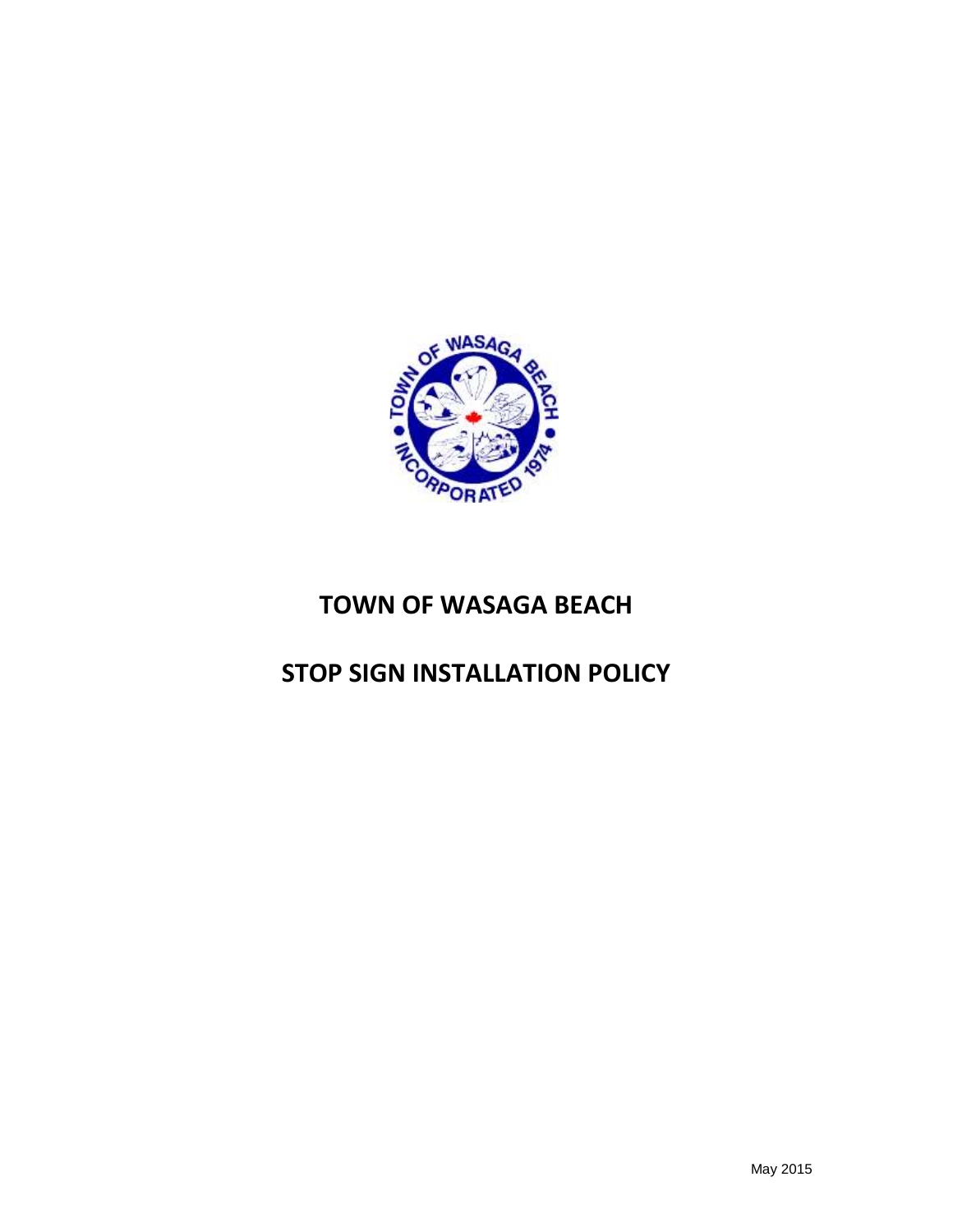# TOWN OF WASAGA BEACH

# STOP SIGN INSTALLATION POLICY

May 2015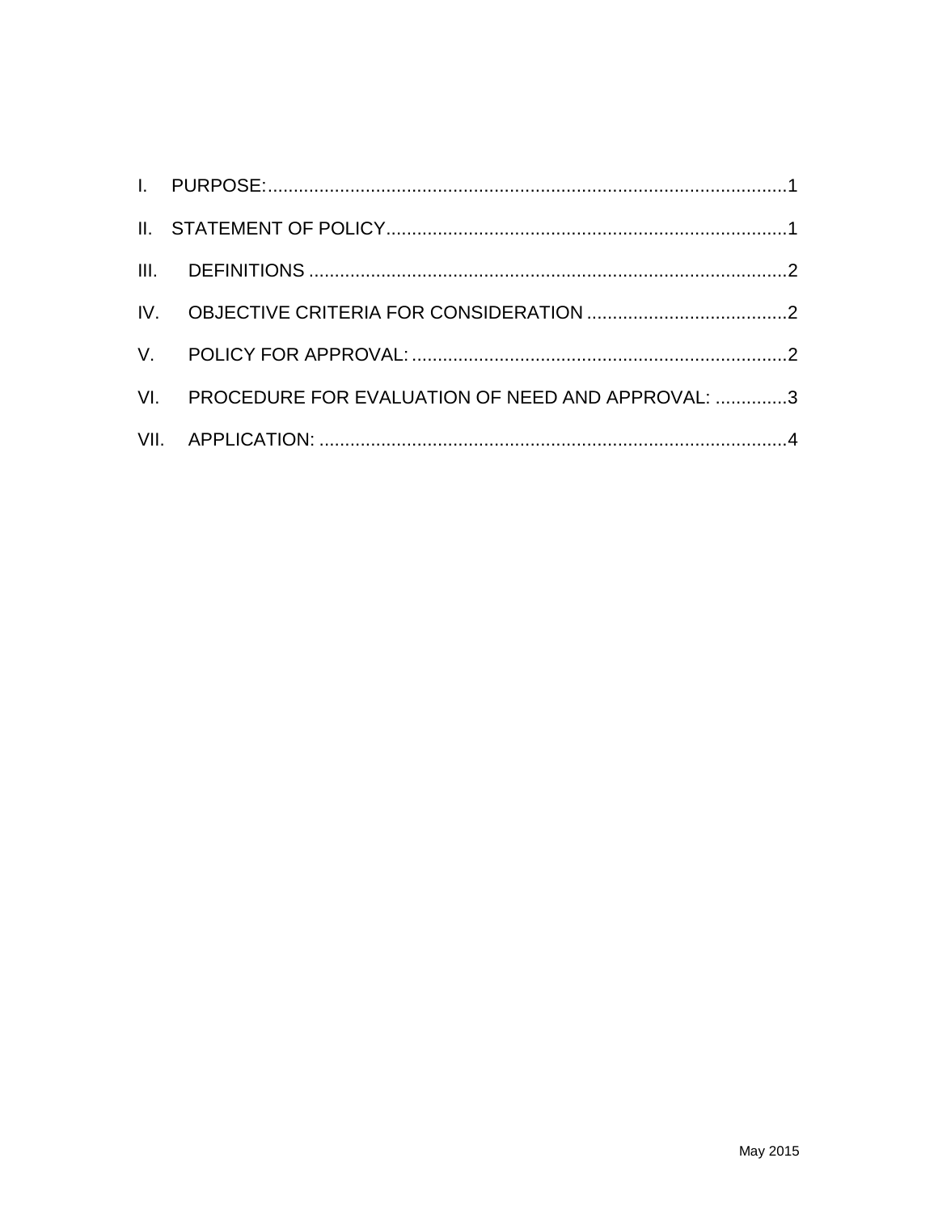I. PURPOSE: 1

II. STATEMENT OF POLICY 1

III. DEFINITIONS 2

IV. OBJECTIVE CRITERIA FOR CONSIDERATION 2

V. POLICY FOR APPROVAL: 2

VI. PROCEDURE FOR EVALUATION OF NEED AND APPROVAL: 3

VII. APPLICATION: 4

May 2015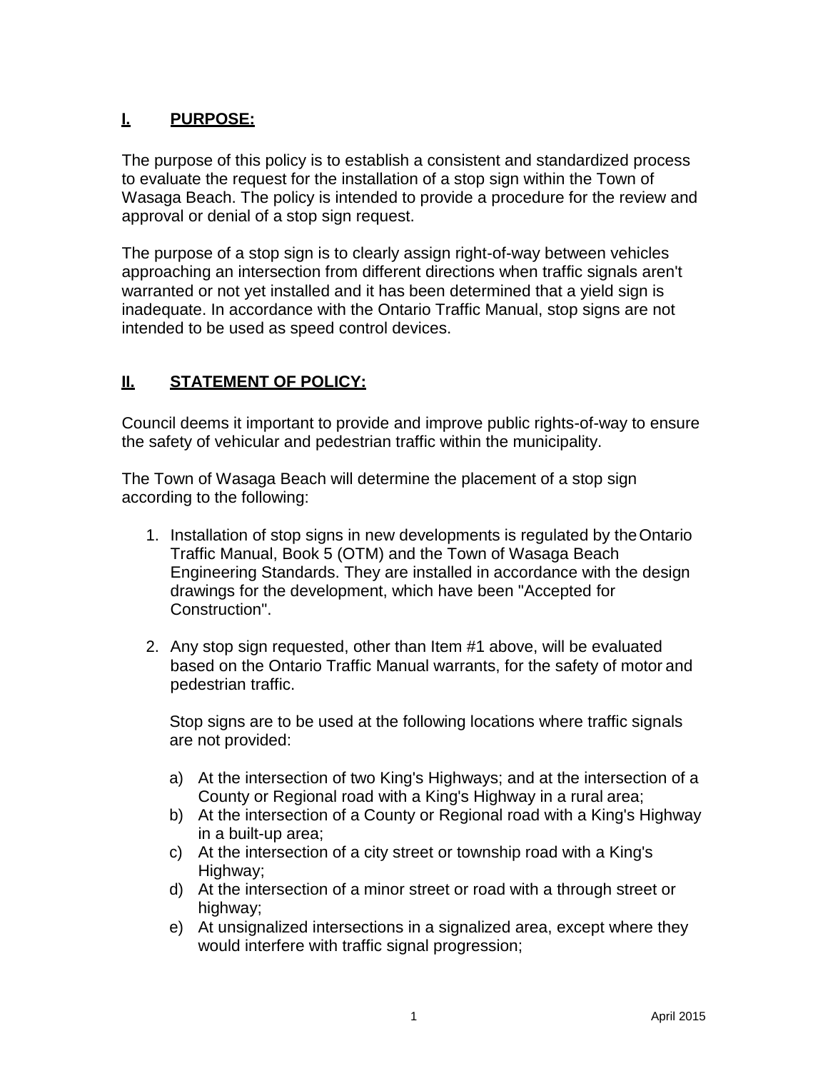## I. PURPOSE:

The purpose of this policy is to establish a consistent and standardized process to evaluate the request for the installation of a stop sign within the Town of Wasaga Beach. The policy is intended to provide a procedure for the review and approval or denial of a stop sign request.

The purpose of a stop sign is to clearly assign right-of-way between vehicles approaching an intersection from different directions when traffic signals aren't warranted or not yet installed and it has been determined that a yield sign is inadequate. In accordance with the Ontario Traffic Manual, stop signs are not intended to be used as speed control devices.

## II. STATEMENT OF POLICY:

Council deems it important to provide and improve public rights-of-way to ensure the safety of vehicular and pedestrian traffic within the municipality.

The Town of Wasaga Beach will determine the placement of a stop sign according to the following:

1. Installation of stop signs in new developments is regulated by the Ontario Traffic Manual, Book 5 (OTM) and the Town of Wasaga Beach Engineering Standards. They are installed in accordance with the design drawings for the development, which have been "Accepted for Construction".

2. Any stop sign requested, other than Item #1 above, will be evaluated based on the Ontario Traffic Manual warrants, for the safety of motor and pedestrian traffic.

   Stop signs are to be used at the following locations where traffic signals are not provided:

   a) At the intersection of two King's Highways; and at the intersection of a County or Regional road with a King's Highway in a rural area;
   b) At the intersection of a County or Regional road with a King's Highway in a built-up area;
   c) At the intersection of a city street or township road with a King's Highway;
   d) At the intersection of a minor street or road with a through street or highway;
   e) At unsignalized intersections in a signalized area, except where they would interfere with traffic signal progression;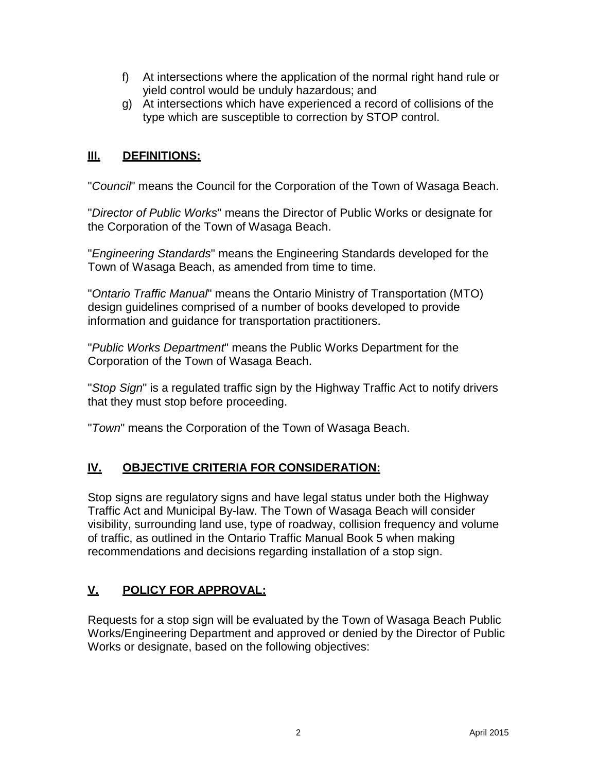f) At intersections where the application of the normal right hand rule or yield control would be unduly hazardous; and
g) At intersections which have experienced a record of collisions of the type which are susceptible to correction by STOP control.

## III. DEFINITIONS:

"*Council*" means the Council for the Corporation of the Town of Wasaga Beach.

"*Director of Public Works*" means the Director of Public Works or designate for the Corporation of the Town of Wasaga Beach.

"*Engineering Standards*" means the Engineering Standards developed for the Town of Wasaga Beach, as amended from time to time.

"*Ontario Traffic Manual*" means the Ontario Ministry of Transportation (MTO) design guidelines comprised of a number of books developed to provide information and guidance for transportation practitioners.

"*Public Works Department*" means the Public Works Department for the Corporation of the Town of Wasaga Beach.

"*Stop Sign*" is a regulated traffic sign by the Highway Traffic Act to notify drivers that they must stop before proceeding.

"*Town*" means the Corporation of the Town of Wasaga Beach.

## IV. OBJECTIVE CRITERIA FOR CONSIDERATION:

Stop signs are regulatory signs and have legal status under both the Highway Traffic Act and Municipal By-law. The Town of Wasaga Beach will consider visibility, surrounding land use, type of roadway, collision frequency and volume of traffic, as outlined in the Ontario Traffic Manual Book 5 when making recommendations and decisions regarding installation of a stop sign.

## V. POLICY FOR APPROVAL:

Requests for a stop sign will be evaluated by the Town of Wasaga Beach Public Works/Engineering Department and approved or denied by the Director of Public Works or designate, based on the following objectives: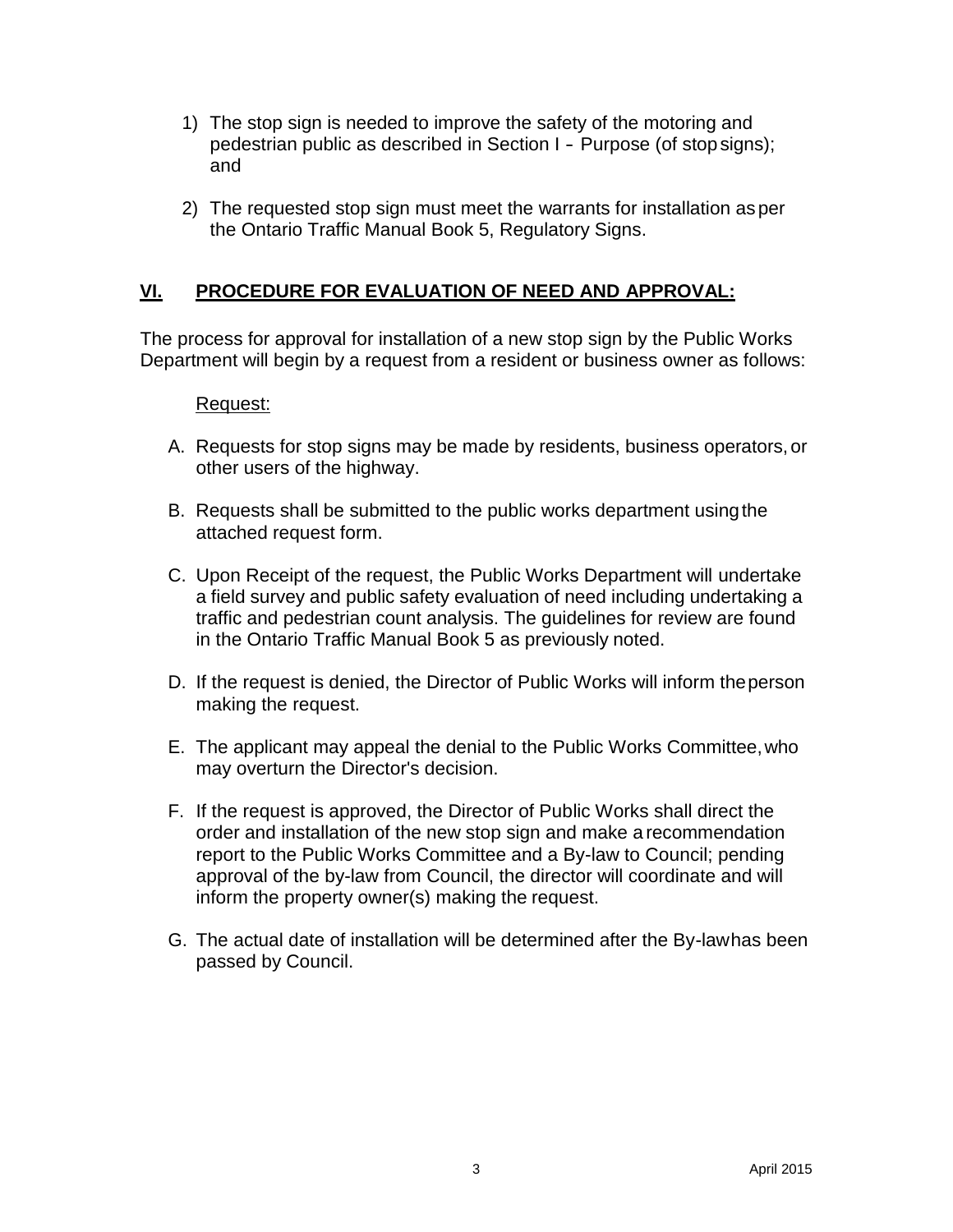1) The stop sign is needed to improve the safety of the motoring and pedestrian public as described in Section I - Purpose (of stop signs); and

2) The requested stop sign must meet the warrants for installation as per the Ontario Traffic Manual Book 5, Regulatory Signs.

## VI. PROCEDURE FOR EVALUATION OF NEED AND APPROVAL:

The process for approval for installation of a new stop sign by the Public Works Department will begin by a request from a resident or business owner as follows:

Request:

A. Requests for stop signs may be made by residents, business operators, or other users of the highway.

B. Requests shall be submitted to the public works department using the attached request form.

C. Upon Receipt of the request, the Public Works Department will undertake a field survey and public safety evaluation of need including undertaking a traffic and pedestrian count analysis. The guidelines for review are found in the Ontario Traffic Manual Book 5 as previously noted.

D. If the request is denied, the Director of Public Works will inform the person making the request.

E. The applicant may appeal the denial to the Public Works Committee, who may overturn the Director's decision.

F. If the request is approved, the Director of Public Works shall direct the order and installation of the new stop sign and make a recommendation report to the Public Works Committee and a By-law to Council; pending approval of the by-law from Council, the director will coordinate and will inform the property owner(s) making the request.

G. The actual date of installation will be determined after the By-law has been passed by Council.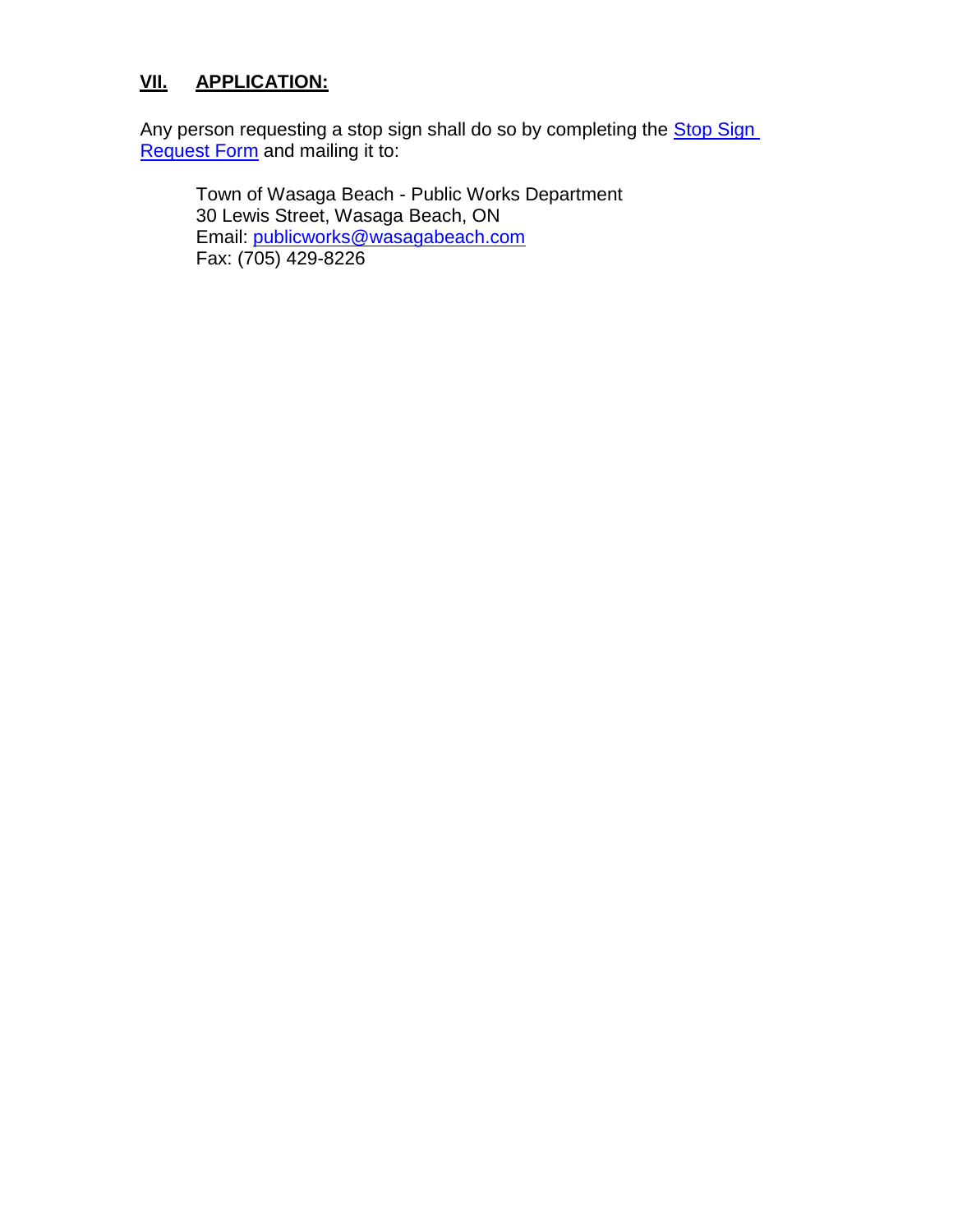## VII. APPLICATION:

Any person requesting a stop sign shall do so by completing the Stop Sign Request Form and mailing it to:

Town of Wasaga Beach - Public Works Department
30 Lewis Street, Wasaga Beach, ON
Email: publicworks@wasagabeach.com
Fax: (705) 429-8226